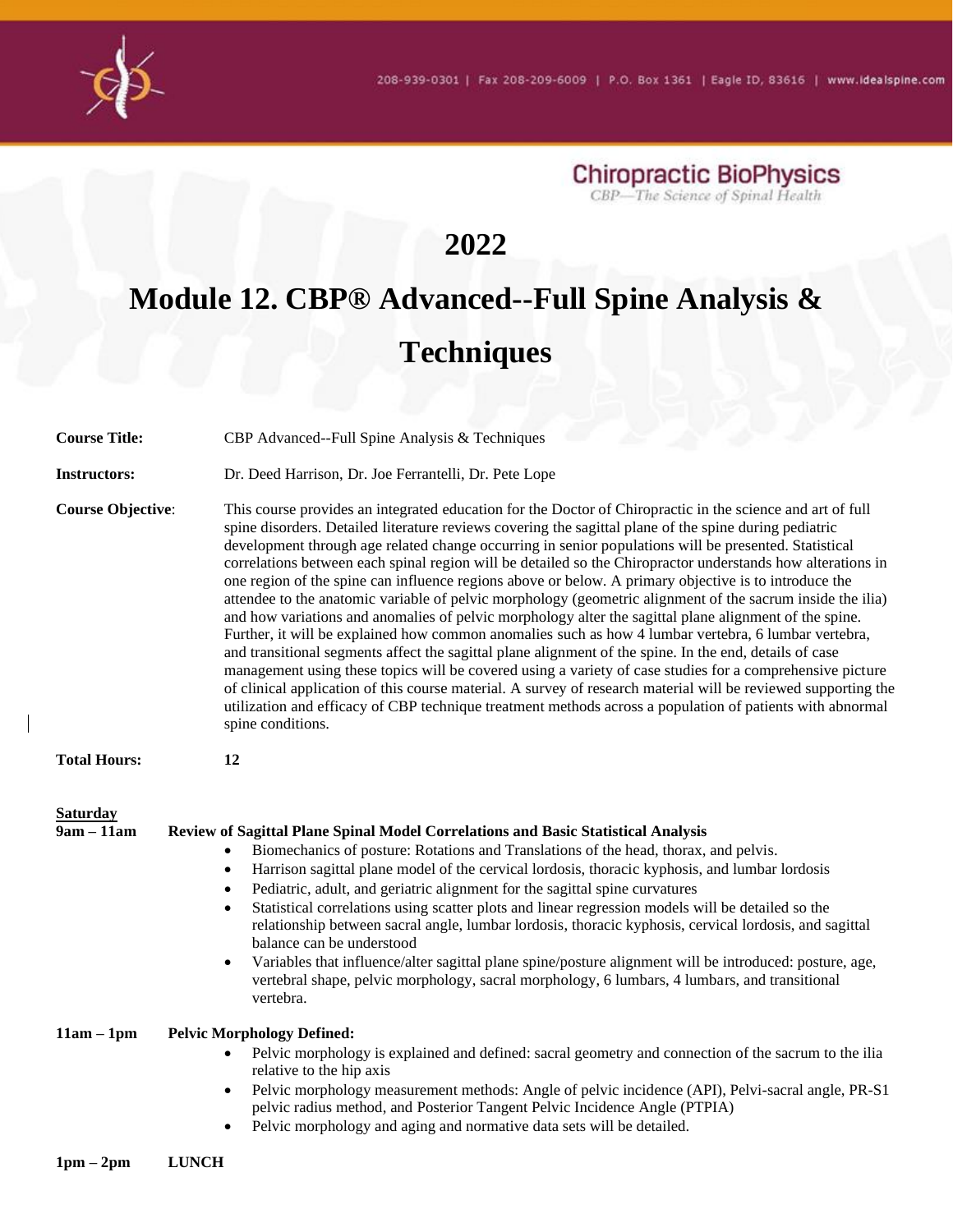Chiropractic BioPhysics
CBP—The Science of Spinal Health

# 2022

# Module 12. CBP® Advanced--Full Spine Analysis & Techniques

**Course Title:** CBP Advanced--Full Spine Analysis & Techniques

**Instructors:** Dr. Deed Harrison, Dr. Joe Ferrantelli, Dr. Pete Lope

**Course Objective:** This course provides an integrated education for the Doctor of Chiropractic in the science and art of full spine disorders. Detailed literature reviews covering the sagittal plane of the spine during pediatric development through age related change occurring in senior populations will be presented. Statistical correlations between each spinal region will be detailed so the Chiropractor understands how alterations in one region of the spine can influence regions above or below. A primary objective is to introduce the attendee to the anatomic variable of pelvic morphology (geometric alignment of the sacrum inside the ilia) and how variations and anomalies of pelvic morphology alter the sagittal plane alignment of the spine. Further, it will be explained how common anomalies such as how 4 lumbar vertebra, 6 lumbar vertebra, and transitional segments affect the sagittal plane alignment of the spine. In the end, details of case management using these topics will be covered using a variety of case studies for a comprehensive picture of clinical application of this course material. A survey of research material will be reviewed supporting the utilization and efficacy of CBP technique treatment methods across a population of patients with abnormal spine conditions.

**Total Hours:** **12**

**Saturday**

**9am – 11am** **Review of Sagittal Plane Spinal Model Correlations and Basic Statistical Analysis**

- Biomechanics of posture: Rotations and Translations of the head, thorax, and pelvis.
- Harrison sagittal plane model of the cervical lordosis, thoracic kyphosis, and lumbar lordosis
- Pediatric, adult, and geriatric alignment for the sagittal spine curvatures
- Statistical correlations using scatter plots and linear regression models will be detailed so the relationship between sacral angle, lumbar lordosis, thoracic kyphosis, cervical lordosis, and sagittal balance can be understood
- Variables that influence/alter sagittal plane spine/posture alignment will be introduced: posture, age, vertebral shape, pelvic morphology, sacral morphology, 6 lumbars, 4 lumbars, and transitional vertebra.

**11am – 1pm** **Pelvic Morphology Defined:**

- Pelvic morphology is explained and defined: sacral geometry and connection of the sacrum to the ilia relative to the hip axis
- Pelvic morphology measurement methods: Angle of pelvic incidence (API), Pelvi-sacral angle, PR-S1 pelvic radius method, and Posterior Tangent Pelvic Incidence Angle (PTPIA)
- Pelvic morphology and aging and normative data sets will be detailed.

**1pm – 2pm** **LUNCH**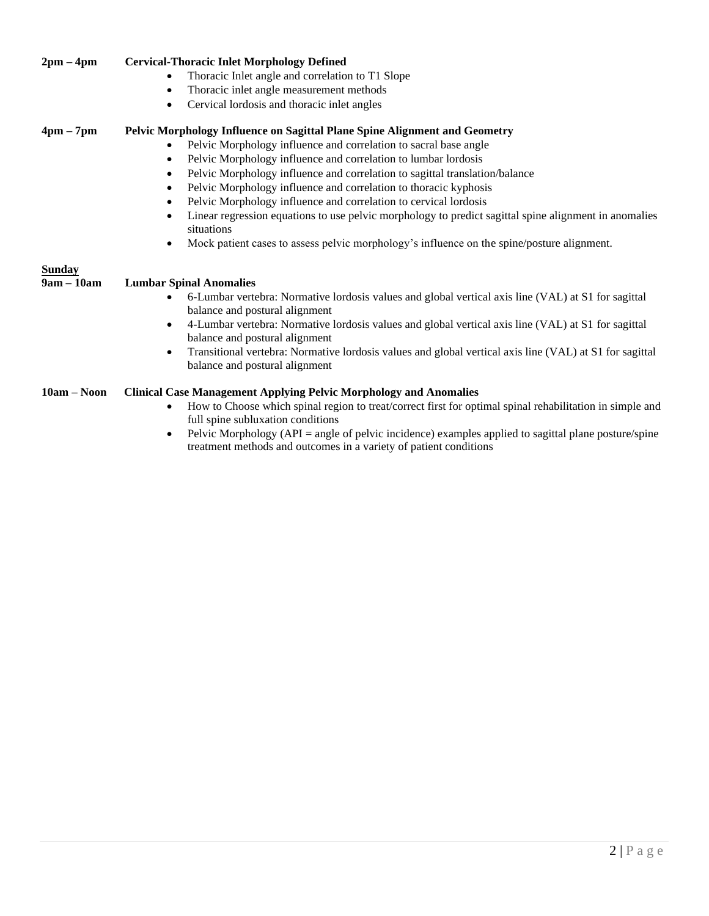**2pm – 4pm** **Cervical-Thoracic Inlet Morphology Defined**

- Thoracic Inlet angle and correlation to T1 Slope
- Thoracic inlet angle measurement methods
- Cervical lordosis and thoracic inlet angles

**4pm – 7pm** **Pelvic Morphology Influence on Sagittal Plane Spine Alignment and Geometry**

- Pelvic Morphology influence and correlation to sacral base angle
- Pelvic Morphology influence and correlation to lumbar lordosis
- Pelvic Morphology influence and correlation to sagittal translation/balance
- Pelvic Morphology influence and correlation to thoracic kyphosis
- Pelvic Morphology influence and correlation to cervical lordosis
- Linear regression equations to use pelvic morphology to predict sagittal spine alignment in anomalies situations
- Mock patient cases to assess pelvic morphology's influence on the spine/posture alignment.

**Sunday**

**9am – 10am** **Lumbar Spinal Anomalies**

- 6-Lumbar vertebra: Normative lordosis values and global vertical axis line (VAL) at S1 for sagittal balance and postural alignment
- 4-Lumbar vertebra: Normative lordosis values and global vertical axis line (VAL) at S1 for sagittal balance and postural alignment
- Transitional vertebra: Normative lordosis values and global vertical axis line (VAL) at S1 for sagittal balance and postural alignment

**10am – Noon** **Clinical Case Management Applying Pelvic Morphology and Anomalies**

- How to Choose which spinal region to treat/correct first for optimal spinal rehabilitation in simple and full spine subluxation conditions
- Pelvic Morphology (API = angle of pelvic incidence) examples applied to sagittal plane posture/spine treatment methods and outcomes in a variety of patient conditions